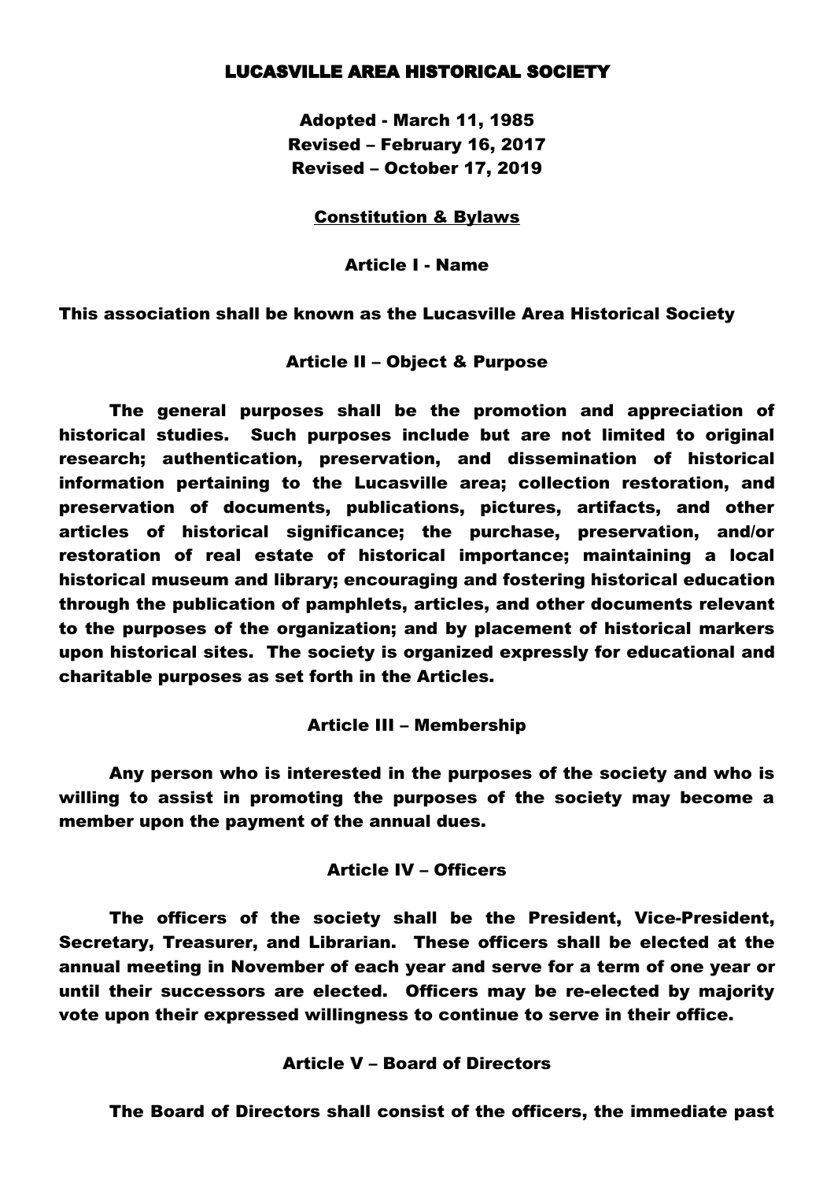# LUCASVILLE AREA HISTORICAL SOCIETY

**Adopted - March 11, 1985**
**Revised – February 16, 2017**
**Revised – October 17, 2019**

## Constitution & Bylaws

### Article I - Name

This association shall be known as the Lucasville Area Historical Society

### Article II – Object & Purpose

The general purposes shall be the promotion and appreciation of historical studies. Such purposes include but are not limited to original research; authentication, preservation, and dissemination of historical information pertaining to the Lucasville area; collection restoration, and preservation of documents, publications, pictures, artifacts, and other articles of historical significance; the purchase, preservation, and/or restoration of real estate of historical importance; maintaining a local historical museum and library; encouraging and fostering historical education through the publication of pamphlets, articles, and other documents relevant to the purposes of the organization; and by placement of historical markers upon historical sites. The society is organized expressly for educational and charitable purposes as set forth in the Articles.

### Article III – Membership

Any person who is interested in the purposes of the society and who is willing to assist in promoting the purposes of the society may become a member upon the payment of the annual dues.

### Article IV – Officers

The officers of the society shall be the President, Vice-President, Secretary, Treasurer, and Librarian. These officers shall be elected at the annual meeting in November of each year and serve for a term of one year or until their successors are elected. Officers may be re-elected by majority vote upon their expressed willingness to continue to serve in their office.

### Article V – Board of Directors

The Board of Directors shall consist of the officers, the immediate past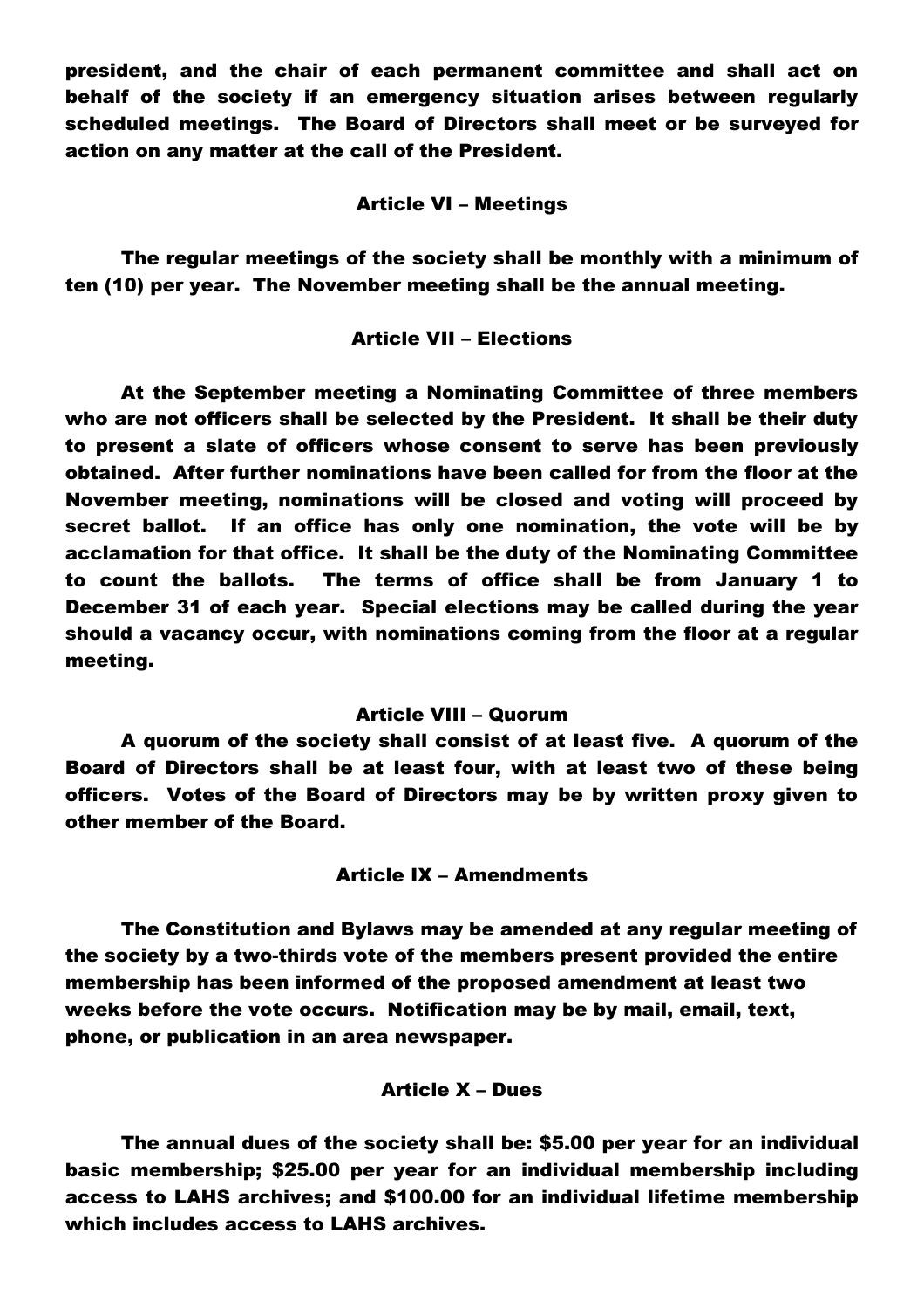president, and the chair of each permanent committee and shall act on behalf of the society if an emergency situation arises between regularly scheduled meetings. The Board of Directors shall meet or be surveyed for action on any matter at the call of the President.

## Article VI – Meetings

The regular meetings of the society shall be monthly with a minimum of ten (10) per year. The November meeting shall be the annual meeting.

## Article VII – Elections

At the September meeting a Nominating Committee of three members who are not officers shall be selected by the President. It shall be their duty to present a slate of officers whose consent to serve has been previously obtained. After further nominations have been called for from the floor at the November meeting, nominations will be closed and voting will proceed by secret ballot. If an office has only one nomination, the vote will be by acclamation for that office. It shall be the duty of the Nominating Committee to count the ballots. The terms of office shall be from January 1 to December 31 of each year. Special elections may be called during the year should a vacancy occur, with nominations coming from the floor at a regular meeting.

## Article VIII – Quorum

A quorum of the society shall consist of at least five. A quorum of the Board of Directors shall be at least four, with at least two of these being officers. Votes of the Board of Directors may be by written proxy given to other member of the Board.

## Article IX – Amendments

The Constitution and Bylaws may be amended at any regular meeting of the society by a two-thirds vote of the members present provided the entire membership has been informed of the proposed amendment at least two weeks before the vote occurs. Notification may be by mail, email, text, phone, or publication in an area newspaper.

## Article X – Dues

The annual dues of the society shall be: $5.00 per year for an individual basic membership; $25.00 per year for an individual membership including access to LAHS archives; and $100.00 for an individual lifetime membership which includes access to LAHS archives.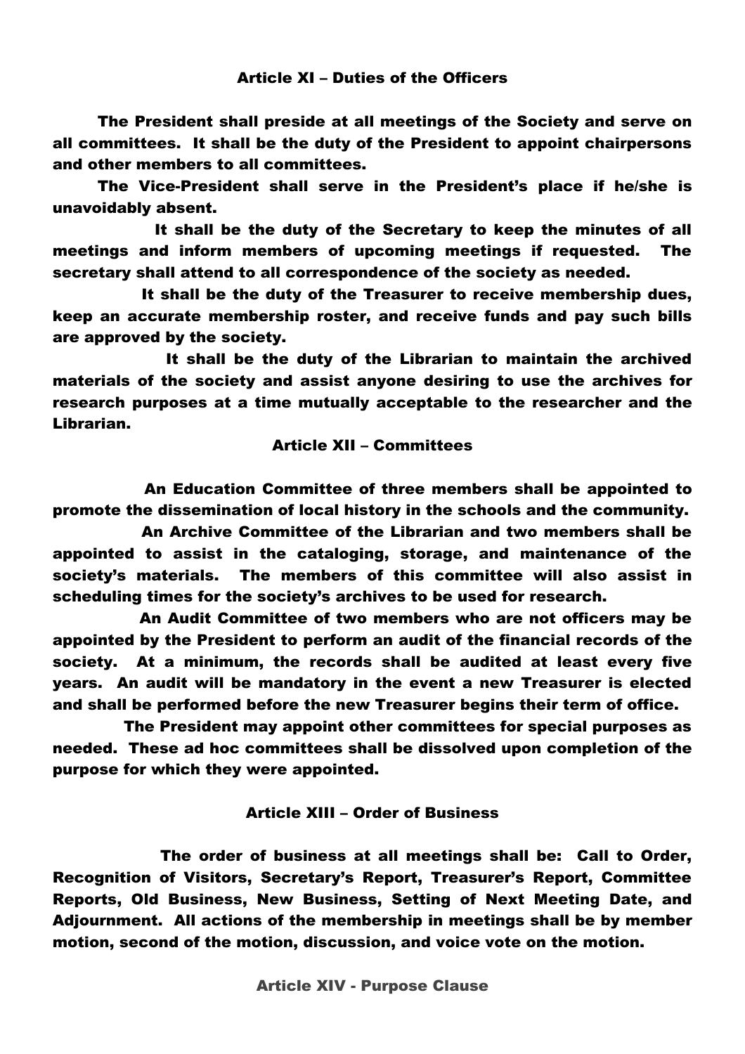## Article XI – Duties of the Officers

The President shall preside at all meetings of the Society and serve on all committees. It shall be the duty of the President to appoint chairpersons and other members to all committees.

The Vice-President shall serve in the President's place if he/she is unavoidably absent.

It shall be the duty of the Secretary to keep the minutes of all meetings and inform members of upcoming meetings if requested. The secretary shall attend to all correspondence of the society as needed.

It shall be the duty of the Treasurer to receive membership dues, keep an accurate membership roster, and receive funds and pay such bills are approved by the society.

It shall be the duty of the Librarian to maintain the archived materials of the society and assist anyone desiring to use the archives for research purposes at a time mutually acceptable to the researcher and the Librarian.

## Article XII – Committees

An Education Committee of three members shall be appointed to promote the dissemination of local history in the schools and the community.

An Archive Committee of the Librarian and two members shall be appointed to assist in the cataloging, storage, and maintenance of the society's materials. The members of this committee will also assist in scheduling times for the society's archives to be used for research.

An Audit Committee of two members who are not officers may be appointed by the President to perform an audit of the financial records of the society. At a minimum, the records shall be audited at least every five years. An audit will be mandatory in the event a new Treasurer is elected and shall be performed before the new Treasurer begins their term of office.

The President may appoint other committees for special purposes as needed. These ad hoc committees shall be dissolved upon completion of the purpose for which they were appointed.

## Article XIII – Order of Business

The order of business at all meetings shall be: Call to Order, Recognition of Visitors, Secretary's Report, Treasurer's Report, Committee Reports, Old Business, New Business, Setting of Next Meeting Date, and Adjournment. All actions of the membership in meetings shall be by member motion, second of the motion, discussion, and voice vote on the motion.

## Article XIV - Purpose Clause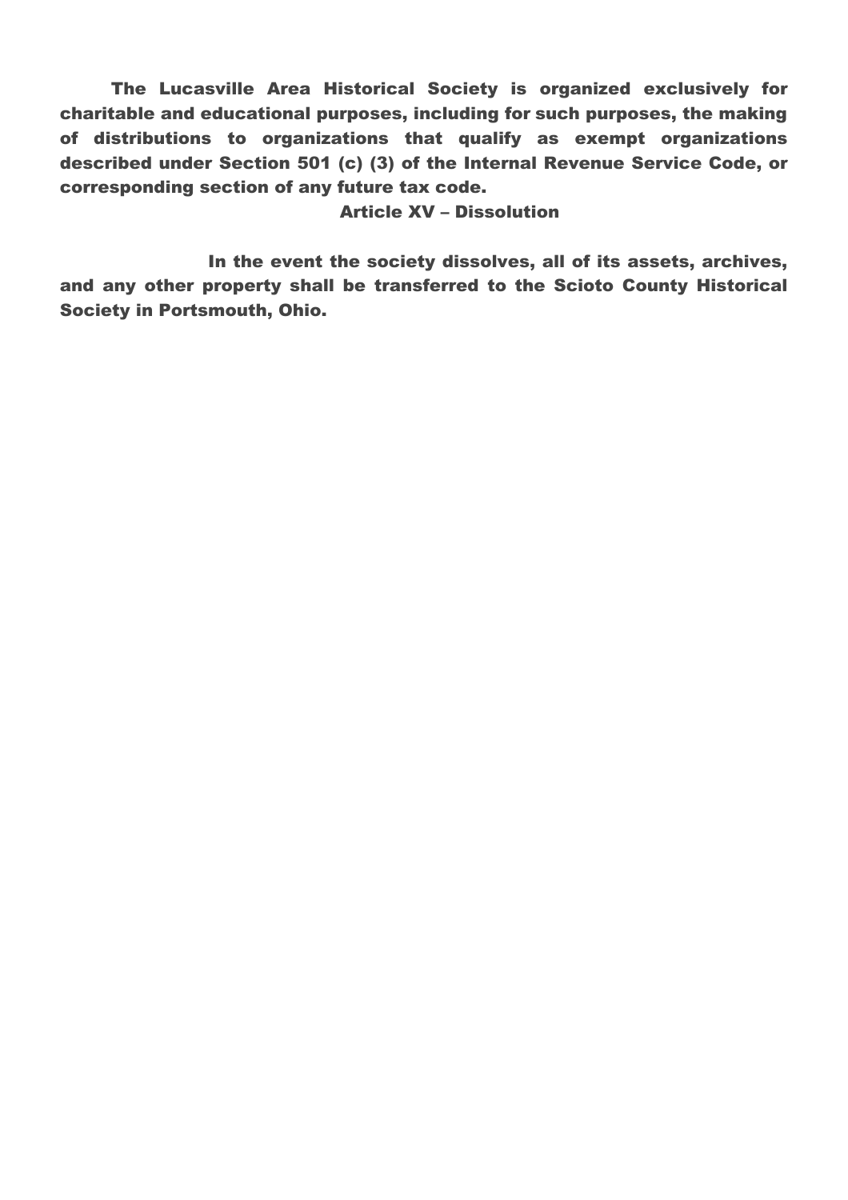**The Lucasville Area Historical Society is organized exclusively for charitable and educational purposes, including for such purposes, the making of distributions to organizations that qualify as exempt organizations described under Section 501 (c) (3) of the Internal Revenue Service Code, or corresponding section of any future tax code.**

## Article XV – Dissolution

**In the event the society dissolves, all of its assets, archives, and any other property shall be transferred to the Scioto County Historical Society in Portsmouth, Ohio.**